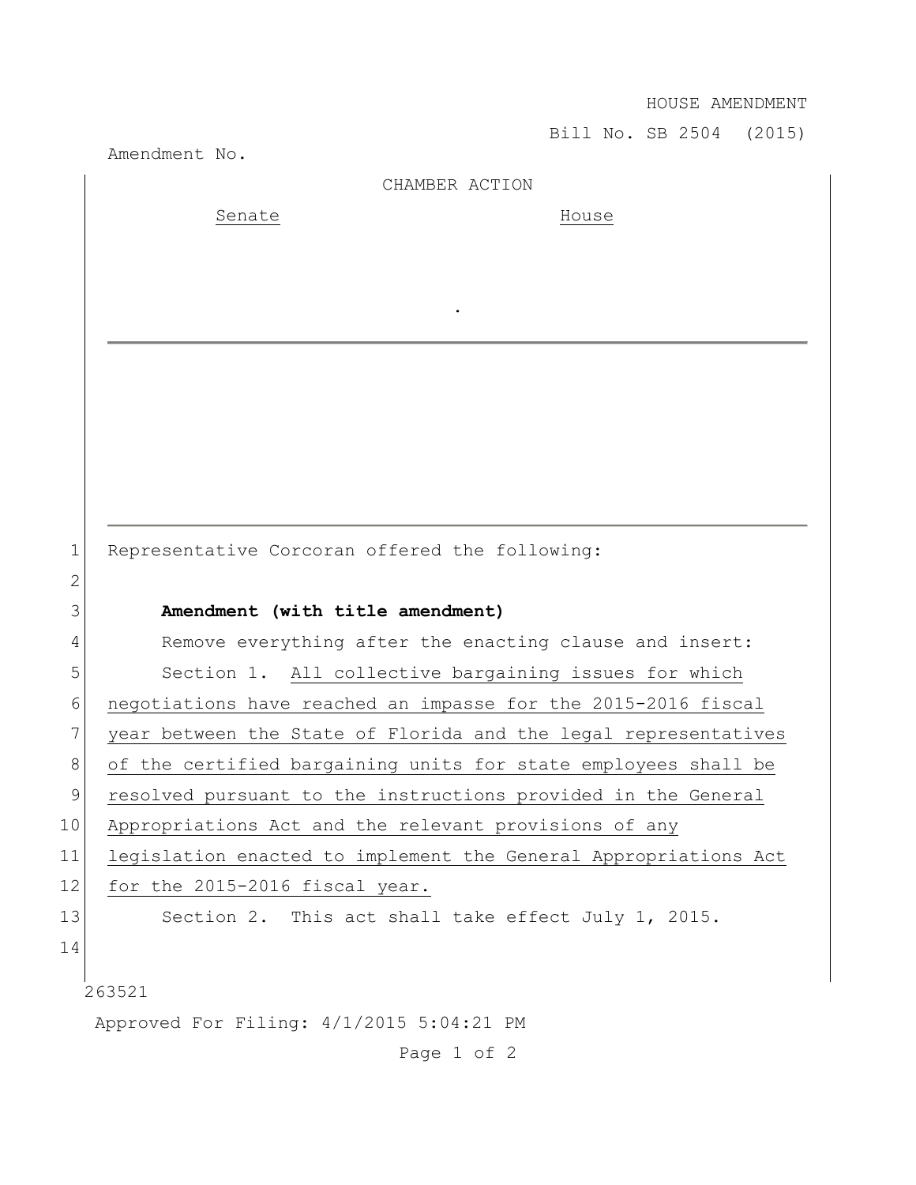HOUSE AMENDMENT

Bill No. SB 2504 (2015)

Amendment No.

CHAMBER ACTION

Senate House

.

Representative Corcoran offered the following:

**Amendment (with title amendment)**

Remove everything after the enacting clause and insert:

Section 1. All collective bargaining issues for which negotiations have reached an impasse for the 2015-2016 fiscal year between the State of Florida and the legal representatives of the certified bargaining units for state employees shall be resolved pursuant to the instructions provided in the General Appropriations Act and the relevant provisions of any legislation enacted to implement the General Appropriations Act for the 2015-2016 fiscal year.

Section 2. This act shall take effect July 1, 2015.

263521

Approved For Filing: 4/1/2015 5:04:21 PM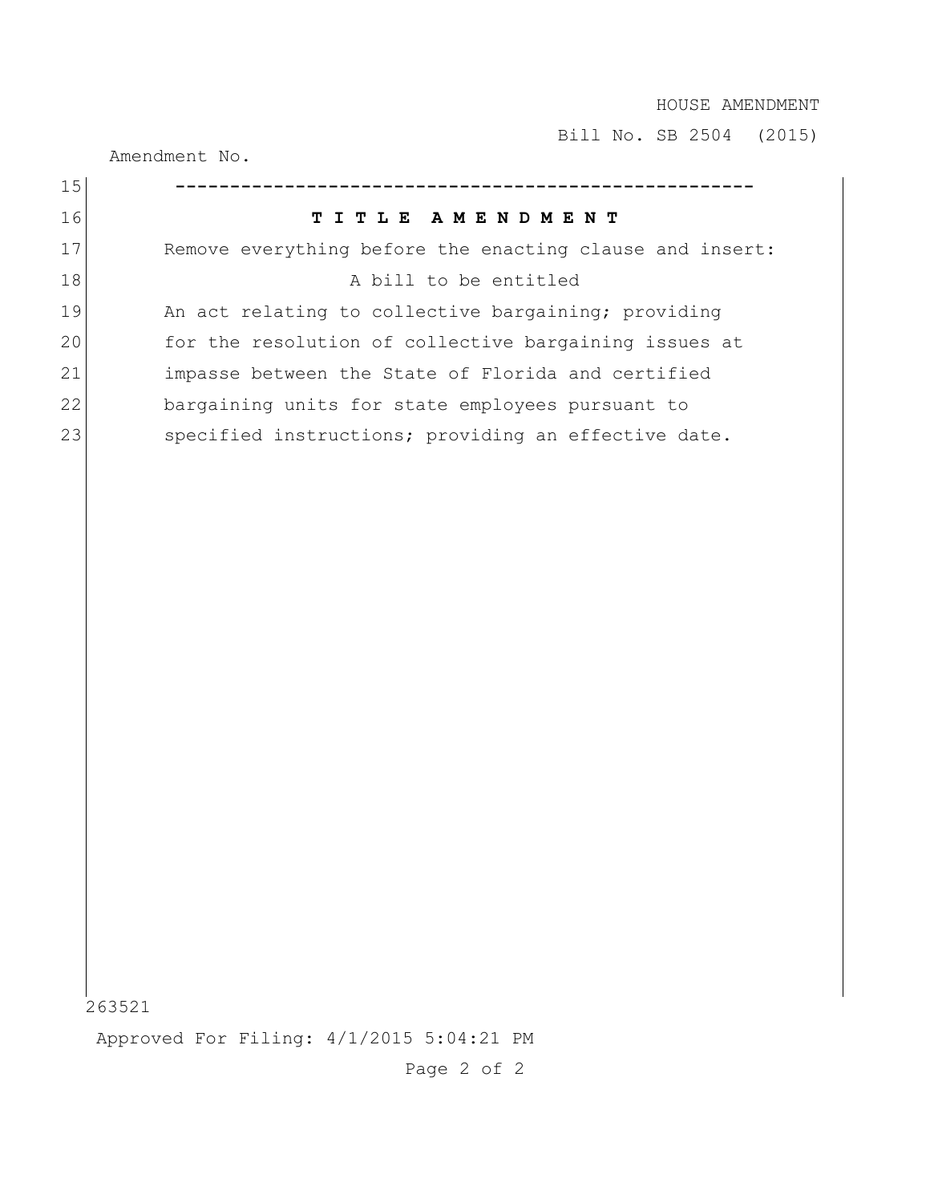HOUSE AMENDMENT

Bill No. SB 2504 (2015)

Amendment No.

-----------------------------------------------------

**T I T L E A M E N D M E N T**

Remove everything before the enacting clause and insert:

A bill to be entitled

An act relating to collective bargaining; providing for the resolution of collective bargaining issues at impasse between the State of Florida and certified bargaining units for state employees pursuant to specified instructions; providing an effective date.

263521

Approved For Filing: 4/1/2015 5:04:21 PM